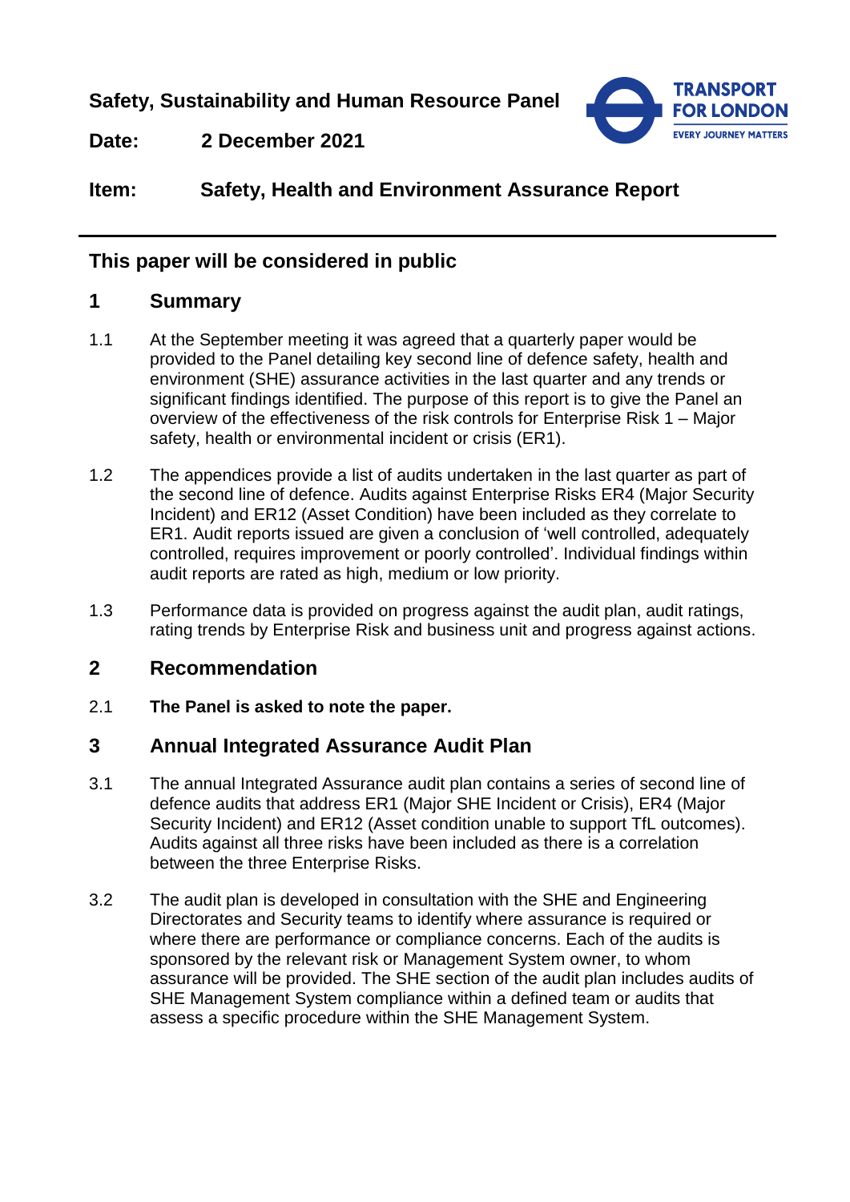**Safety, Sustainability and Human Resource Panel**

**Date:** **2 December 2021**

**Item:** **Safety, Health and Environment Assurance Report**

---

## This paper will be considered in public

## 1 Summary

1.1 At the September meeting it was agreed that a quarterly paper would be provided to the Panel detailing key second line of defence safety, health and environment (SHE) assurance activities in the last quarter and any trends or significant findings identified. The purpose of this report is to give the Panel an overview of the effectiveness of the risk controls for Enterprise Risk 1 – Major safety, health or environmental incident or crisis (ER1).

1.2 The appendices provide a list of audits undertaken in the last quarter as part of the second line of defence. Audits against Enterprise Risks ER4 (Major Security Incident) and ER12 (Asset Condition) have been included as they correlate to ER1. Audit reports issued are given a conclusion of 'well controlled, adequately controlled, requires improvement or poorly controlled'. Individual findings within audit reports are rated as high, medium or low priority.

1.3 Performance data is provided on progress against the audit plan, audit ratings, rating trends by Enterprise Risk and business unit and progress against actions.

## 2 Recommendation

2.1 **The Panel is asked to note the paper.**

## 3 Annual Integrated Assurance Audit Plan

3.1 The annual Integrated Assurance audit plan contains a series of second line of defence audits that address ER1 (Major SHE Incident or Crisis), ER4 (Major Security Incident) and ER12 (Asset condition unable to support TfL outcomes). Audits against all three risks have been included as there is a correlation between the three Enterprise Risks.

3.2 The audit plan is developed in consultation with the SHE and Engineering Directorates and Security teams to identify where assurance is required or where there are performance or compliance concerns. Each of the audits is sponsored by the relevant risk or Management System owner, to whom assurance will be provided. The SHE section of the audit plan includes audits of SHE Management System compliance within a defined team or audits that assess a specific procedure within the SHE Management System.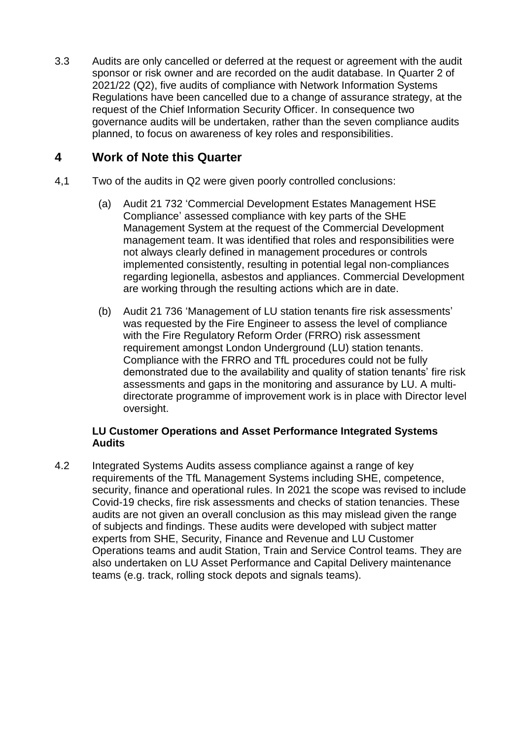3.3 Audits are only cancelled or deferred at the request or agreement with the audit sponsor or risk owner and are recorded on the audit database. In Quarter 2 of 2021/22 (Q2), five audits of compliance with Network Information Systems Regulations have been cancelled due to a change of assurance strategy, at the request of the Chief Information Security Officer. In consequence two governance audits will be undertaken, rather than the seven compliance audits planned, to focus on awareness of key roles and responsibilities.

## 4 Work of Note this Quarter

4,1 Two of the audits in Q2 were given poorly controlled conclusions:

(a) Audit 21 732 'Commercial Development Estates Management HSE Compliance' assessed compliance with key parts of the SHE Management System at the request of the Commercial Development management team. It was identified that roles and responsibilities were not always clearly defined in management procedures or controls implemented consistently, resulting in potential legal non-compliances regarding legionella, asbestos and appliances. Commercial Development are working through the resulting actions which are in date.

(b) Audit 21 736 'Management of LU station tenants fire risk assessments' was requested by the Fire Engineer to assess the level of compliance with the Fire Regulatory Reform Order (FRRO) risk assessment requirement amongst London Underground (LU) station tenants. Compliance with the FRRO and TfL procedures could not be fully demonstrated due to the availability and quality of station tenants' fire risk assessments and gaps in the monitoring and assurance by LU. A multi-directorate programme of improvement work is in place with Director level oversight.

**LU Customer Operations and Asset Performance Integrated Systems Audits**

4.2 Integrated Systems Audits assess compliance against a range of key requirements of the TfL Management Systems including SHE, competence, security, finance and operational rules. In 2021 the scope was revised to include Covid-19 checks, fire risk assessments and checks of station tenancies. These audits are not given an overall conclusion as this may mislead given the range of subjects and findings. These audits were developed with subject matter experts from SHE, Security, Finance and Revenue and LU Customer Operations teams and audit Station, Train and Service Control teams. They are also undertaken on LU Asset Performance and Capital Delivery maintenance teams (e.g. track, rolling stock depots and signals teams).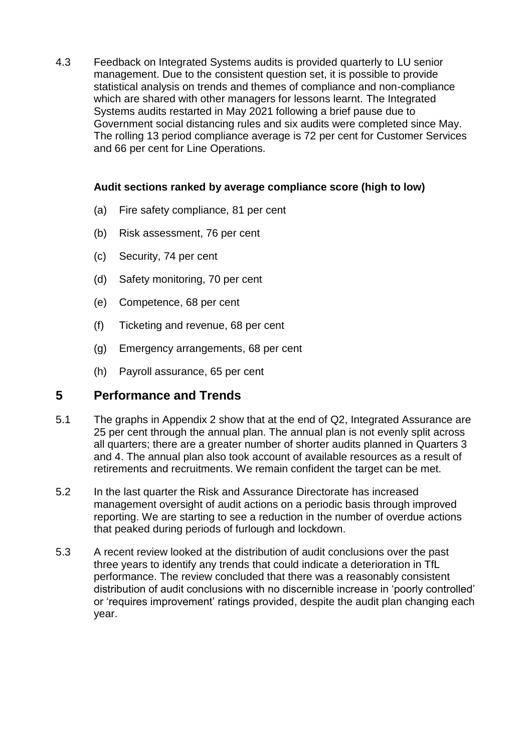4.3 Feedback on Integrated Systems audits is provided quarterly to LU senior management. Due to the consistent question set, it is possible to provide statistical analysis on trends and themes of compliance and non-compliance which are shared with other managers for lessons learnt. The Integrated Systems audits restarted in May 2021 following a brief pause due to Government social distancing rules and six audits were completed since May. The rolling 13 period compliance average is 72 per cent for Customer Services and 66 per cent for Line Operations.

**Audit sections ranked by average compliance score (high to low)**

(a) Fire safety compliance, 81 per cent

(b) Risk assessment, 76 per cent

(c) Security, 74 per cent

(d) Safety monitoring, 70 per cent

(e) Competence, 68 per cent

(f) Ticketing and revenue, 68 per cent

(g) Emergency arrangements, 68 per cent

(h) Payroll assurance, 65 per cent

## 5 Performance and Trends

5.1 The graphs in Appendix 2 show that at the end of Q2, Integrated Assurance are 25 per cent through the annual plan. The annual plan is not evenly split across all quarters; there are a greater number of shorter audits planned in Quarters 3 and 4. The annual plan also took account of available resources as a result of retirements and recruitments. We remain confident the target can be met.

5.2 In the last quarter the Risk and Assurance Directorate has increased management oversight of audit actions on a periodic basis through improved reporting. We are starting to see a reduction in the number of overdue actions that peaked during periods of furlough and lockdown.

5.3 A recent review looked at the distribution of audit conclusions over the past three years to identify any trends that could indicate a deterioration in TfL performance. The review concluded that there was a reasonably consistent distribution of audit conclusions with no discernible increase in 'poorly controlled' or 'requires improvement' ratings provided, despite the audit plan changing each year.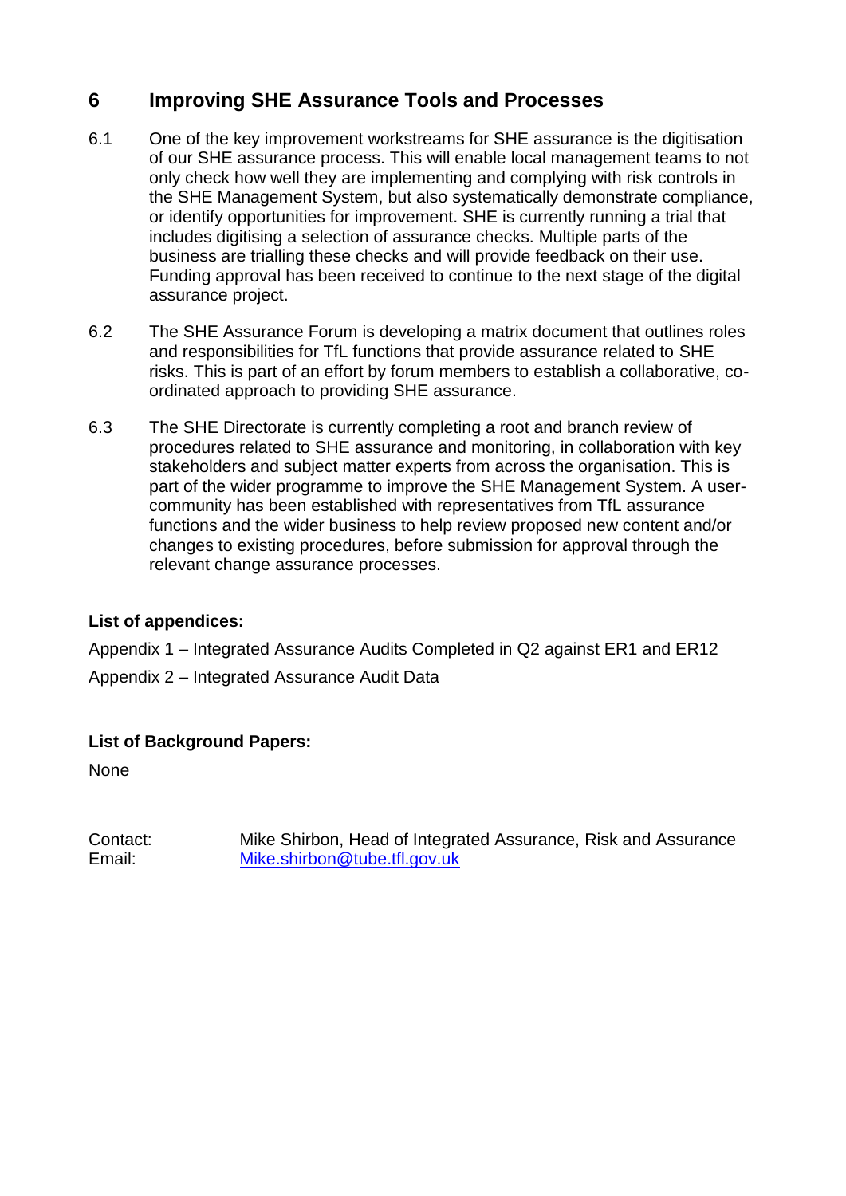## 6 Improving SHE Assurance Tools and Processes

6.1 One of the key improvement workstreams for SHE assurance is the digitisation of our SHE assurance process. This will enable local management teams to not only check how well they are implementing and complying with risk controls in the SHE Management System, but also systematically demonstrate compliance, or identify opportunities for improvement. SHE is currently running a trial that includes digitising a selection of assurance checks. Multiple parts of the business are trialling these checks and will provide feedback on their use. Funding approval has been received to continue to the next stage of the digital assurance project.

6.2 The SHE Assurance Forum is developing a matrix document that outlines roles and responsibilities for TfL functions that provide assurance related to SHE risks. This is part of an effort by forum members to establish a collaborative, co-ordinated approach to providing SHE assurance.

6.3 The SHE Directorate is currently completing a root and branch review of procedures related to SHE assurance and monitoring, in collaboration with key stakeholders and subject matter experts from across the organisation. This is part of the wider programme to improve the SHE Management System. A user-community has been established with representatives from TfL assurance functions and the wider business to help review proposed new content and/or changes to existing procedures, before submission for approval through the relevant change assurance processes.

**List of appendices:**

Appendix 1 – Integrated Assurance Audits Completed in Q2 against ER1 and ER12

Appendix 2 – Integrated Assurance Audit Data

**List of Background Papers:**

None

Contact: Mike Shirbon, Head of Integrated Assurance, Risk and Assurance
Email: Mike.shirbon@tube.tfl.gov.uk